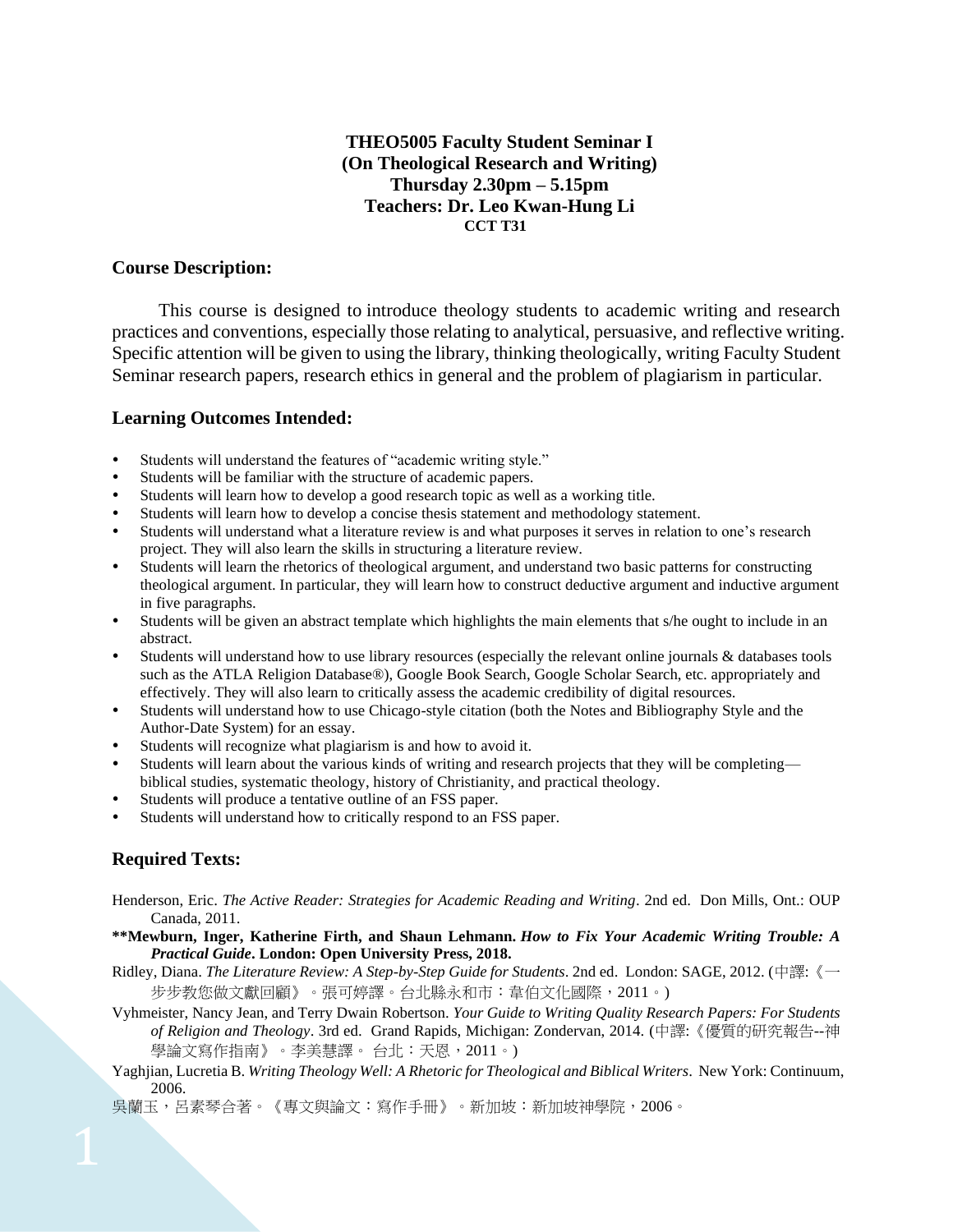**THEO5005 Faculty Student Seminar I**
**(On Theological Research and Writing)**
**Thursday 2.30pm – 5.15pm**
**Teachers: Dr. Leo Kwan-Hung Li**
**CCT T31**

## Course Description:

This course is designed to introduce theology students to academic writing and research practices and conventions, especially those relating to analytical, persuasive, and reflective writing. Specific attention will be given to using the library, thinking theologically, writing Faculty Student Seminar research papers, research ethics in general and the problem of plagiarism in particular.

## Learning Outcomes Intended:

- Students will understand the features of "academic writing style."
- Students will be familiar with the structure of academic papers.
- Students will learn how to develop a good research topic as well as a working title.
- Students will learn how to develop a concise thesis statement and methodology statement.
- Students will understand what a literature review is and what purposes it serves in relation to one's research project. They will also learn the skills in structuring a literature review.
- Students will learn the rhetorics of theological argument, and understand two basic patterns for constructing theological argument. In particular, they will learn how to construct deductive argument and inductive argument in five paragraphs.
- Students will be given an abstract template which highlights the main elements that s/he ought to include in an abstract.
- Students will understand how to use library resources (especially the relevant online journals & databases tools such as the ATLA Religion Database®), Google Book Search, Google Scholar Search, etc. appropriately and effectively. They will also learn to critically assess the academic credibility of digital resources.
- Students will understand how to use Chicago-style citation (both the Notes and Bibliography Style and the Author-Date System) for an essay.
- Students will recognize what plagiarism is and how to avoid it.
- Students will learn about the various kinds of writing and research projects that they will be completing—biblical studies, systematic theology, history of Christianity, and practical theology.
- Students will produce a tentative outline of an FSS paper.
- Students will understand how to critically respond to an FSS paper.

## Required Texts:

Henderson, Eric. *The Active Reader: Strategies for Academic Reading and Writing*. 2nd ed. Don Mills, Ont.: OUP Canada, 2011.

**\*\*Mewburn, Inger, Katherine Firth, and Shaun Lehmann. *How to Fix Your Academic Writing Trouble: A Practical Guide*. London: Open University Press, 2018.**

Ridley, Diana. *The Literature Review: A Step-by-Step Guide for Students*. 2nd ed. London: SAGE, 2012. (中譯:《一步步教您做文獻回顧》。張可婷譯。台北縣永和市：韋伯文化國際，2011。)

Vyhmeister, Nancy Jean, and Terry Dwain Robertson. *Your Guide to Writing Quality Research Papers: For Students of Religion and Theology*. 3rd ed. Grand Rapids, Michigan: Zondervan, 2014. (中譯:《優質的研究報告--神學論文寫作指南》。李美慧譯。 台北：天恩，2011。)

Yaghjian, Lucretia B. *Writing Theology Well: A Rhetoric for Theological and Biblical Writers*. New York: Continuum, 2006.

吳蘭玉，呂素琴合著。《專文與論文：寫作手冊》。新加坡：新加坡神學院，2006。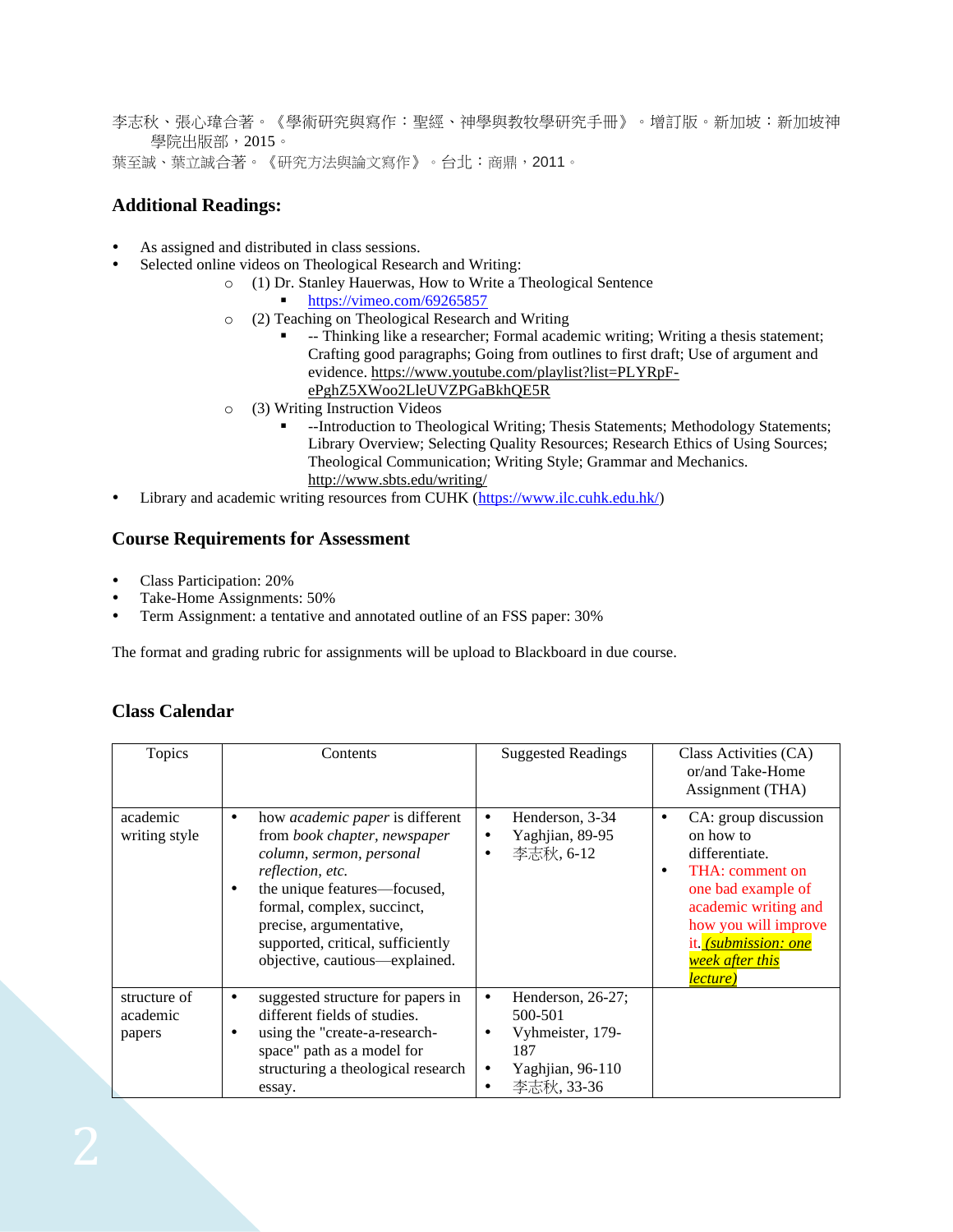李志秋、張心瑋合著。《學術研究與寫作：聖經、神學與教牧學研究手冊》。增訂版。新加坡：新加坡神學院出版部，2015。

葉至誠、葉立誠合著。《研究方法與論文寫作》。台北：商鼎，2011。

### Additional Readings:

- As assigned and distributed in class sessions.
- Selected online videos on Theological Research and Writing:
  - (1) Dr. Stanley Hauerwas, How to Write a Theological Sentence
    - https://vimeo.com/69265857
  - (2) Teaching on Theological Research and Writing
    - -- Thinking like a researcher; Formal academic writing; Writing a thesis statement; Crafting good paragraphs; Going from outlines to first draft; Use of argument and evidence. https://www.youtube.com/playlist?list=PLYRpF-ePghZ5XWoo2LleUVZPGaBkhQE5R
  - (3) Writing Instruction Videos
    - --Introduction to Theological Writing; Thesis Statements; Methodology Statements; Library Overview; Selecting Quality Resources; Research Ethics of Using Sources; Theological Communication; Writing Style; Grammar and Mechanics. http://www.sbts.edu/writing/
- Library and academic writing resources from CUHK (https://www.ilc.cuhk.edu.hk/)

### Course Requirements for Assessment

- Class Participation: 20%
- Take-Home Assignments: 50%
- Term Assignment: a tentative and annotated outline of an FSS paper: 30%

The format and grading rubric for assignments will be upload to Blackboard in due course.

### Class Calendar

| Topics | Contents | Suggested Readings | Class Activities (CA) or/and Take-Home Assignment (THA) |
|---|---|---|---|
| academic writing style | • how *academic paper* is different from *book chapter, newspaper column, sermon, personal reflection, etc.*<br>• the unique features—focused, formal, complex, succinct, precise, argumentative, supported, critical, sufficiently objective, cautious—explained. | • Henderson, 3-34<br>• Yaghjian, 89-95<br>• 李志秋, 6-12 | • CA: group discussion on how to differentiate.<br>• THA: comment on one bad example of academic writing and how you will improve it. ***(submission: one week after this lecture)*** |
| structure of academic papers | • suggested structure for papers in different fields of studies.<br>• using the "create-a-research-space" path as a model for structuring a theological research essay. | • Henderson, 26-27; 500-501<br>• Vyhmeister, 179-187<br>• Yaghjian, 96-110<br>• 李志秋, 33-36 | |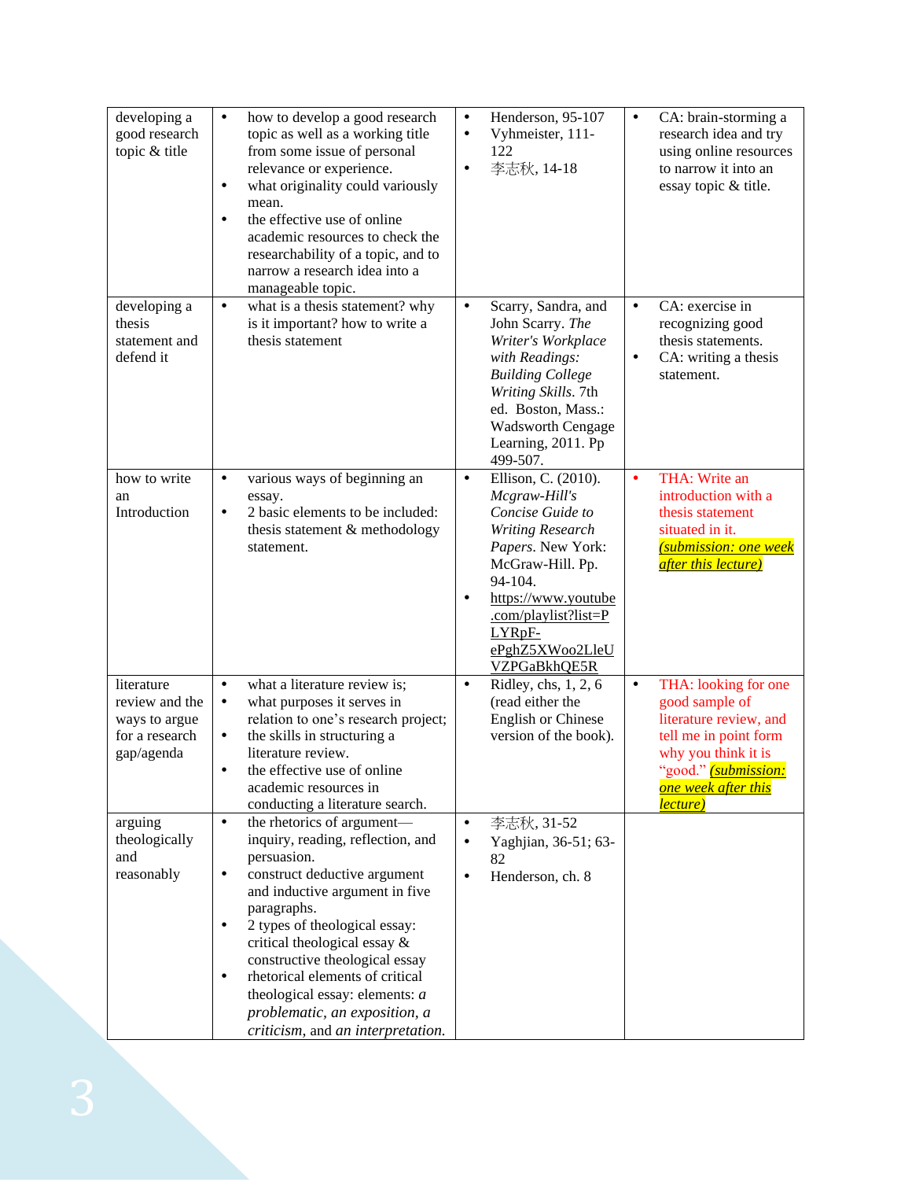| developing a good research topic & title | • how to develop a good research topic as well as a working title from some issue of personal relevance or experience.<br>• what originality could variously mean.<br>• the effective use of online academic resources to check the researchability of a topic, and to narrow a research idea into a manageable topic. | • Henderson, 95-107<br>• Vyhmeister, 111-122<br>• 李志秋, 14-18 | • CA: brain-storming a research idea and try using online resources to narrow it into an essay topic & title. |
|---|---|---|---|
| developing a thesis statement and defend it | • what is a thesis statement? why is it important? how to write a thesis statement | • Scarry, Sandra, and John Scarry. *The Writer's Workplace with Readings: Building College Writing Skills*. 7th ed. Boston, Mass.: Wadsworth Cengage Learning, 2011. Pp 499-507. | • CA: exercise in recognizing good thesis statements.<br>• CA: writing a thesis statement. |
| how to write an Introduction | • various ways of beginning an essay.<br>• 2 basic elements to be included: thesis statement & methodology statement. | • Ellison, C. (2010). *Mcgraw-Hill's Concise Guide to Writing Research Papers*. New York: McGraw-Hill. Pp. 94-104.<br>• https://www.youtube.com/playlist?list=PLYRpF-ePghZ5XWoo2LleUVZPGaBkhQE5R | • THA: Write an introduction with a thesis statement situated in it. ***(submission: one week after this lecture)*** |
| literature review and the ways to argue for a research gap/agenda | • what a literature review is;<br>• what purposes it serves in relation to one's research project;<br>• the skills in structuring a literature review.<br>• the effective use of online academic resources in conducting a literature search. | • Ridley, chs, 1, 2, 6 (read either the English or Chinese version of the book). | • THA: looking for one good sample of literature review, and tell me in point form why you think it is "good." ***(submission: one week after this lecture)*** |
| arguing theologically and reasonably | • the rhetorics of argument—inquiry, reading, reflection, and persuasion.<br>• construct deductive argument and inductive argument in five paragraphs.<br>• 2 types of theological essay: critical theological essay & constructive theological essay<br>• rhetorical elements of critical theological essay: elements: *a problematic, an exposition, a criticism,* and *an interpretation.* | • 李志秋, 31-52<br>• Yaghjian, 36-51; 63-82<br>• Henderson, ch. 8 | |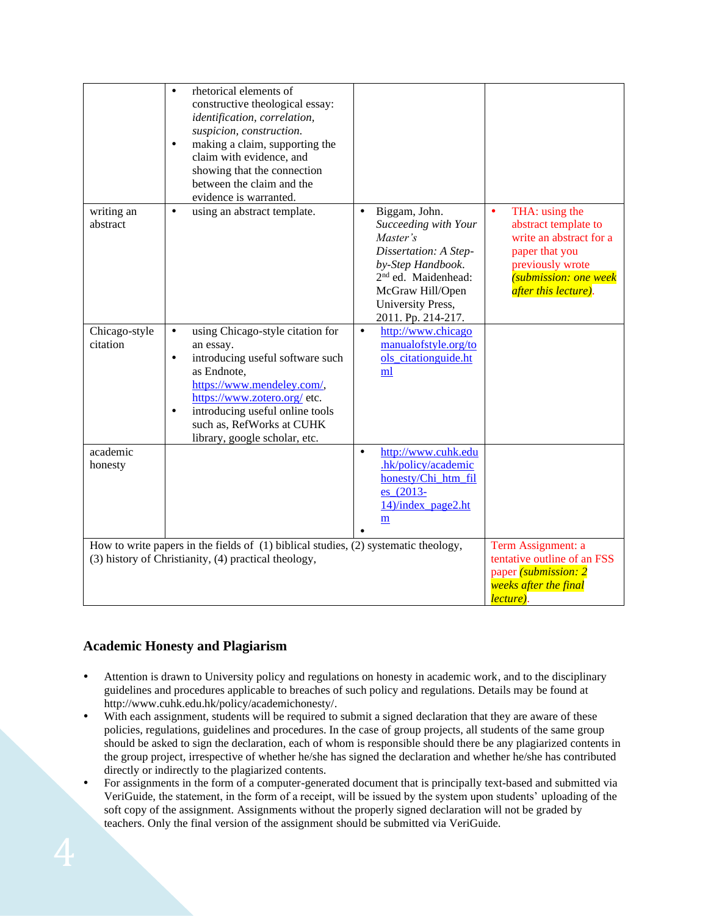| | | | |
|---|---|---|---|
| | • rhetorical elements of constructive theological essay: *identification, correlation, suspicion, construction.* <br>• making a claim, supporting the claim with evidence, and showing that the connection between the claim and the evidence is warranted. | | |
| writing an abstract | • using an abstract template. | • Biggam, John. *Succeeding with Your Master's Dissertation: A Step-by-Step Handbook*. 2nd ed. Maidenhead: McGraw Hill/Open University Press, 2011. Pp. 214-217. | • THA: using the abstract template to write an abstract for a paper that you previously wrote *(submission: one week after this lecture)*. |
| Chicago-style citation | • using Chicago-style citation for an essay. <br>• introducing useful software such as Endnote, https://www.mendeley.com/, https://www.zotero.org/ etc. <br>• introducing useful online tools such as, RefWorks at CUHK library, google scholar, etc. | • http://www.chicagomanualofstyle.org/tools_citationguide.html | |
| academic honesty | | • http://www.cuhk.edu.hk/policy/academichonesty/Chi_htm_files_(2013-14)/index_page2.htm <br>• | |
| How to write papers in the fields of (1) biblical studies, (2) systematic theology, (3) history of Christianity, (4) practical theology, | | | Term Assignment: a tentative outline of an FSS paper *(submission: 2 weeks after the final lecture)*. |

### Academic Honesty and Plagiarism

- Attention is drawn to University policy and regulations on honesty in academic work, and to the disciplinary guidelines and procedures applicable to breaches of such policy and regulations. Details may be found at http://www.cuhk.edu.hk/policy/academichonesty/.
- With each assignment, students will be required to submit a signed declaration that they are aware of these policies, regulations, guidelines and procedures. In the case of group projects, all students of the same group should be asked to sign the declaration, each of whom is responsible should there be any plagiarized contents in the group project, irrespective of whether he/she has signed the declaration and whether he/she has contributed directly or indirectly to the plagiarized contents.
- For assignments in the form of a computer-generated document that is principally text-based and submitted via VeriGuide, the statement, in the form of a receipt, will be issued by the system upon students' uploading of the soft copy of the assignment. Assignments without the properly signed declaration will not be graded by teachers. Only the final version of the assignment should be submitted via VeriGuide.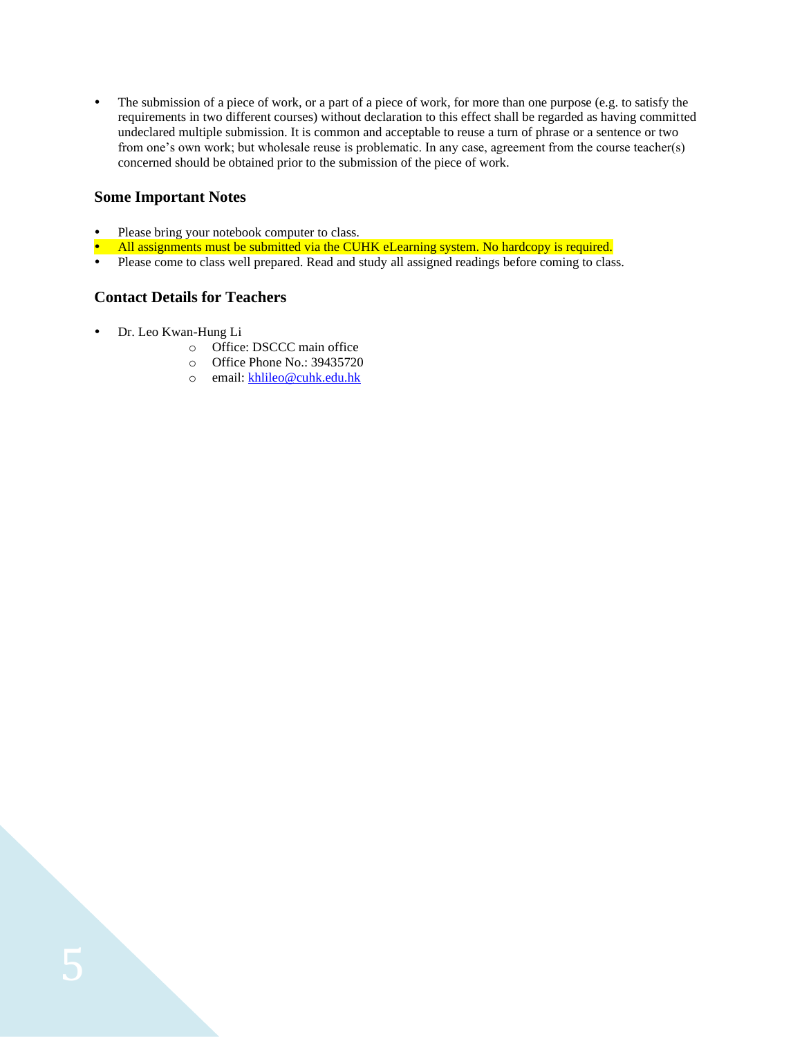- The submission of a piece of work, or a part of a piece of work, for more than one purpose (e.g. to satisfy the requirements in two different courses) without declaration to this effect shall be regarded as having committed undeclared multiple submission. It is common and acceptable to reuse a turn of phrase or a sentence or two from one's own work; but wholesale reuse is problematic. In any case, agreement from the course teacher(s) concerned should be obtained prior to the submission of the piece of work.

### Some Important Notes

- Please bring your notebook computer to class.
- All assignments must be submitted via the CUHK eLearning system. No hardcopy is required.
- Please come to class well prepared. Read and study all assigned readings before coming to class.

### Contact Details for Teachers

- Dr. Leo Kwan-Hung Li
  - Office: DSCCC main office
  - Office Phone No.: 39435720
  - email: khlileo@cuhk.edu.hk